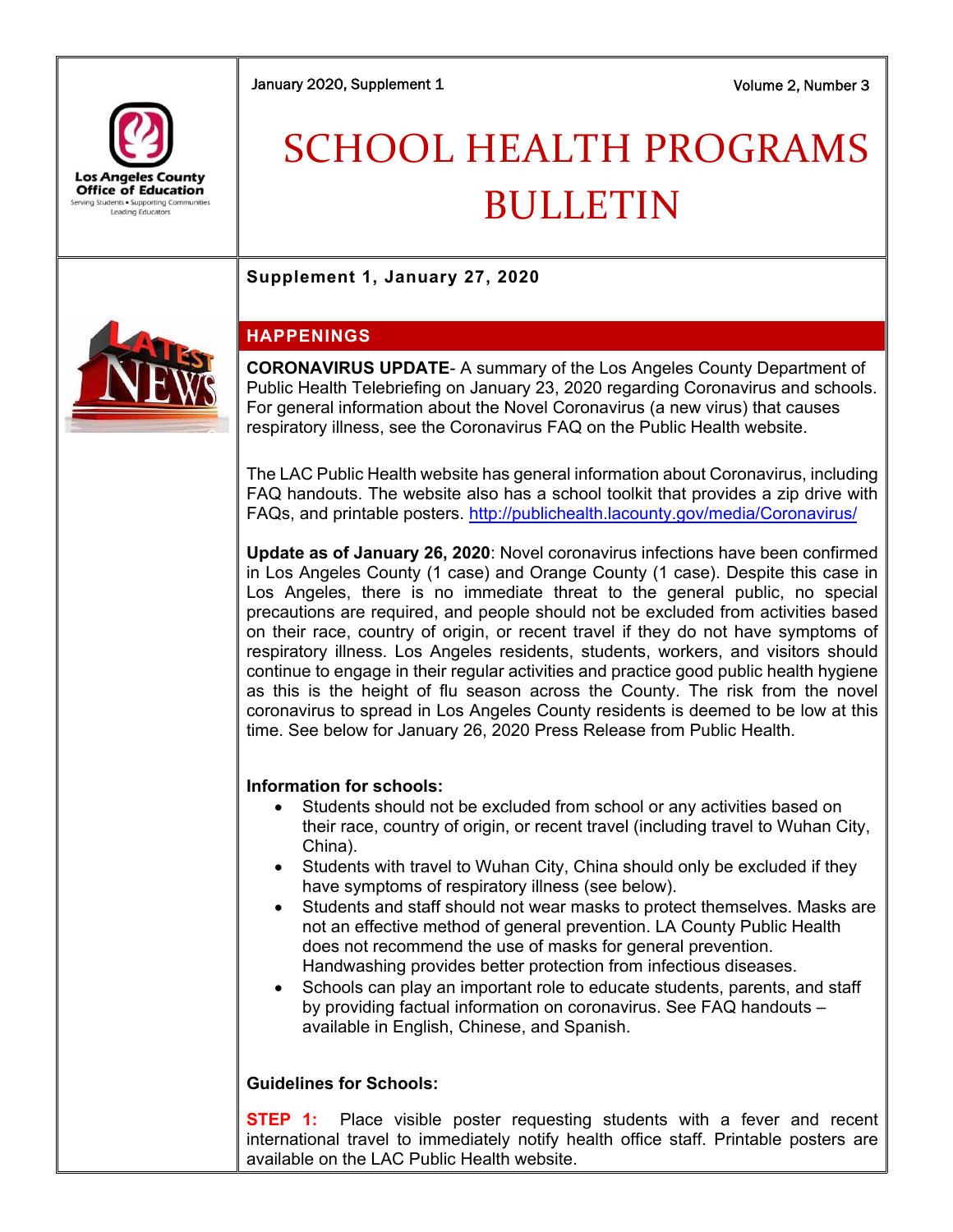January 2020, Supplement 1

Volume 2, Number 3

Los Angeles County Office of Education

Serving Students • Supporting Communities • Leading Educators

# SCHOOL HEALTH PROGRAMS BULLETIN

**Supplement 1, January 27, 2020**

## HAPPENINGS

**CORONAVIRUS UPDATE**- A summary of the Los Angeles County Department of Public Health Telebriefing on January 23, 2020 regarding Coronavirus and schools. For general information about the Novel Coronavirus (a new virus) that causes respiratory illness, see the Coronavirus FAQ on the Public Health website.

The LAC Public Health website has general information about Coronavirus, including FAQ handouts. The website also has a school toolkit that provides a zip drive with FAQs, and printable posters. http://publichealth.lacounty.gov/media/Coronavirus/

**Update as of January 26, 2020**: Novel coronavirus infections have been confirmed in Los Angeles County (1 case) and Orange County (1 case). Despite this case in Los Angeles, there is no immediate threat to the general public, no special precautions are required, and people should not be excluded from activities based on their race, country of origin, or recent travel if they do not have symptoms of respiratory illness. Los Angeles residents, students, workers, and visitors should continue to engage in their regular activities and practice good public health hygiene as this is the height of flu season across the County. The risk from the novel coronavirus to spread in Los Angeles County residents is deemed to be low at this time. See below for January 26, 2020 Press Release from Public Health.

**Information for schools:**

- Students should not be excluded from school or any activities based on their race, country of origin, or recent travel (including travel to Wuhan City, China).
- Students with travel to Wuhan City, China should only be excluded if they have symptoms of respiratory illness (see below).
- Students and staff should not wear masks to protect themselves. Masks are not an effective method of general prevention. LA County Public Health does not recommend the use of masks for general prevention. Handwashing provides better protection from infectious diseases.
- Schools can play an important role to educate students, parents, and staff by providing factual information on coronavirus. See FAQ handouts – available in English, Chinese, and Spanish.

**Guidelines for Schools:**

**STEP 1:** Place visible poster requesting students with a fever and recent international travel to immediately notify health office staff. Printable posters are available on the LAC Public Health website.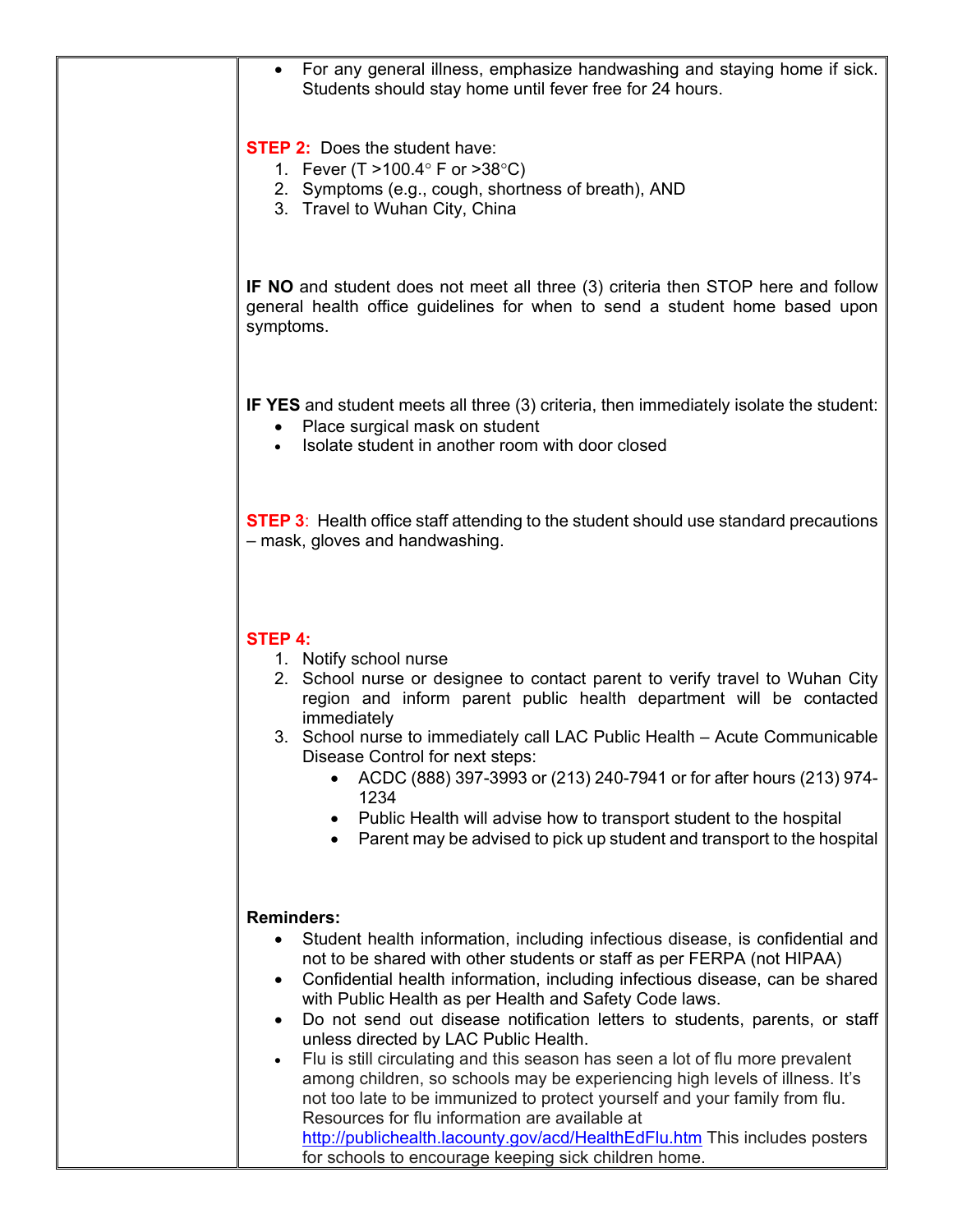- For any general illness, emphasize handwashing and staying home if sick. Students should stay home until fever free for 24 hours.

**STEP 2:** Does the student have:

1. Fever (T >100.4° F or >38°C)
2. Symptoms (e.g., cough, shortness of breath), AND
3. Travel to Wuhan City, China

**IF NO** and student does not meet all three (3) criteria then STOP here and follow general health office guidelines for when to send a student home based upon symptoms.

**IF YES** and student meets all three (3) criteria, then immediately isolate the student:

- Place surgical mask on student
- Isolate student in another room with door closed

**STEP 3**: Health office staff attending to the student should use standard precautions – mask, gloves and handwashing.

**STEP 4:**

1. Notify school nurse
2. School nurse or designee to contact parent to verify travel to Wuhan City region and inform parent public health department will be contacted immediately
3. School nurse to immediately call LAC Public Health – Acute Communicable Disease Control for next steps:
   - ACDC (888) 397-3993 or (213) 240-7941 or for after hours (213) 974-1234
   - Public Health will advise how to transport student to the hospital
   - Parent may be advised to pick up student and transport to the hospital

**Reminders:**

- Student health information, including infectious disease, is confidential and not to be shared with other students or staff as per FERPA (not HIPAA)
- Confidential health information, including infectious disease, can be shared with Public Health as per Health and Safety Code laws.
- Do not send out disease notification letters to students, parents, or staff unless directed by LAC Public Health.
- Flu is still circulating and this season has seen a lot of flu more prevalent among children, so schools may be experiencing high levels of illness. It's not too late to be immunized to protect yourself and your family from flu. Resources for flu information are available at http://publichealth.lacounty.gov/acd/HealthEdFlu.htm This includes posters for schools to encourage keeping sick children home.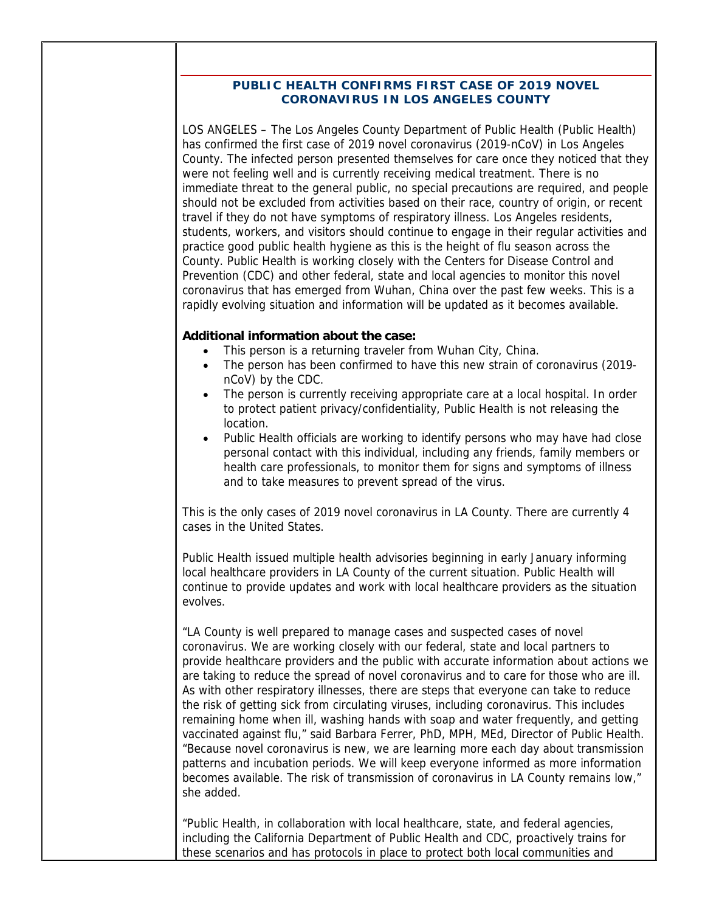## PUBLIC HEALTH CONFIRMS FIRST CASE OF 2019 NOVEL CORONAVIRUS IN LOS ANGELES COUNTY

LOS ANGELES – The Los Angeles County Department of Public Health (Public Health) has confirmed the first case of 2019 novel coronavirus (2019-nCoV) in Los Angeles County. The infected person presented themselves for care once they noticed that they were not feeling well and is currently receiving medical treatment. There is no immediate threat to the general public, no special precautions are required, and people should not be excluded from activities based on their race, country of origin, or recent travel if they do not have symptoms of respiratory illness. Los Angeles residents, students, workers, and visitors should continue to engage in their regular activities and practice good public health hygiene as this is the height of flu season across the County. Public Health is working closely with the Centers for Disease Control and Prevention (CDC) and other federal, state and local agencies to monitor this novel coronavirus that has emerged from Wuhan, China over the past few weeks. This is a rapidly evolving situation and information will be updated as it becomes available.

**Additional information about the case:**

- This person is a returning traveler from Wuhan City, China.
- The person has been confirmed to have this new strain of coronavirus (2019-nCoV) by the CDC.
- The person is currently receiving appropriate care at a local hospital. In order to protect patient privacy/confidentiality, Public Health is not releasing the location.
- Public Health officials are working to identify persons who may have had close personal contact with this individual, including any friends, family members or health care professionals, to monitor them for signs and symptoms of illness and to take measures to prevent spread of the virus.

This is the only cases of 2019 novel coronavirus in LA County. There are currently 4 cases in the United States.

Public Health issued multiple health advisories beginning in early January informing local healthcare providers in LA County of the current situation. Public Health will continue to provide updates and work with local healthcare providers as the situation evolves.

"LA County is well prepared to manage cases and suspected cases of novel coronavirus. We are working closely with our federal, state and local partners to provide healthcare providers and the public with accurate information about actions we are taking to reduce the spread of novel coronavirus and to care for those who are ill. As with other respiratory illnesses, there are steps that everyone can take to reduce the risk of getting sick from circulating viruses, including coronavirus. This includes remaining home when ill, washing hands with soap and water frequently, and getting vaccinated against flu," said Barbara Ferrer, PhD, MPH, MEd, Director of Public Health. "Because novel coronavirus is new, we are learning more each day about transmission patterns and incubation periods. We will keep everyone informed as more information becomes available. The risk of transmission of coronavirus in LA County remains low," she added.

"Public Health, in collaboration with local healthcare, state, and federal agencies, including the California Department of Public Health and CDC, proactively trains for these scenarios and has protocols in place to protect both local communities and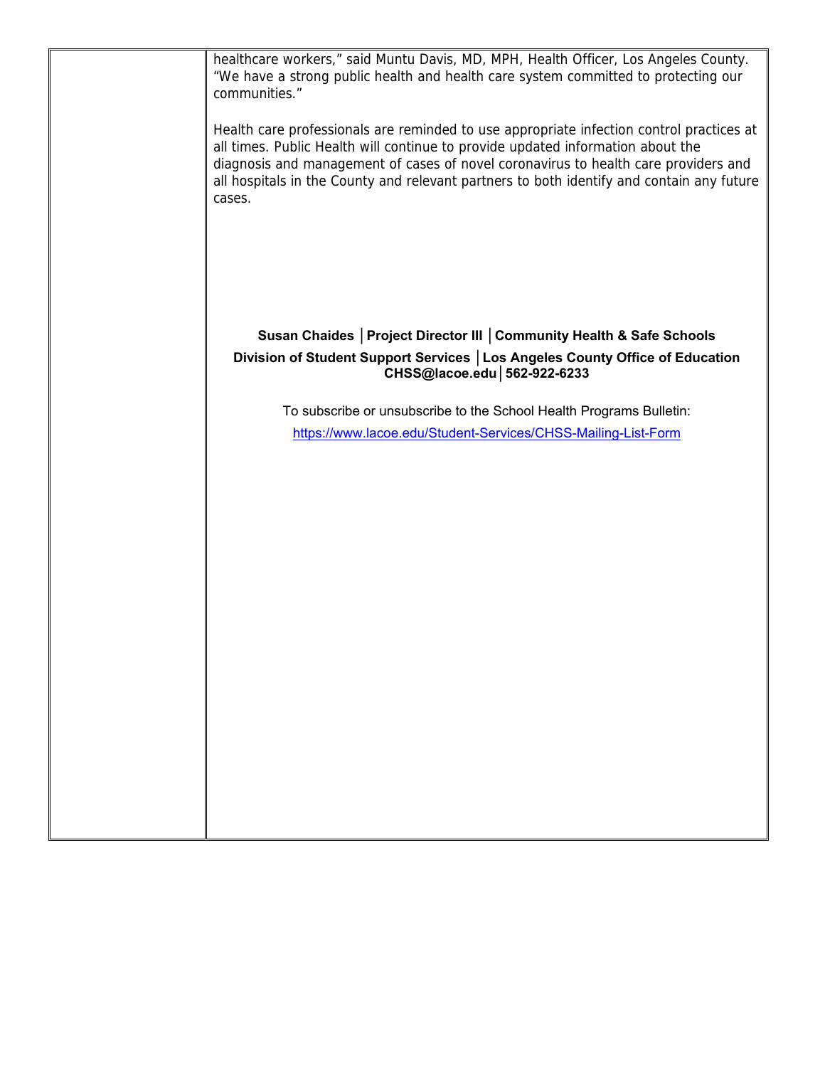healthcare workers," said Muntu Davis, MD, MPH, Health Officer, Los Angeles County. "We have a strong public health and health care system committed to protecting our communities."

Health care professionals are reminded to use appropriate infection control practices at all times. Public Health will continue to provide updated information about the diagnosis and management of cases of novel coronavirus to health care providers and all hospitals in the County and relevant partners to both identify and contain any future cases.

**Susan Chaides │Project Director III │Community Health & Safe Schools**

**Division of Student Support Services │Los Angeles County Office of Education**

**CHSS@lacoe.edu│562-922-6233**

To subscribe or unsubscribe to the School Health Programs Bulletin:

https://www.lacoe.edu/Student-Services/CHSS-Mailing-List-Form